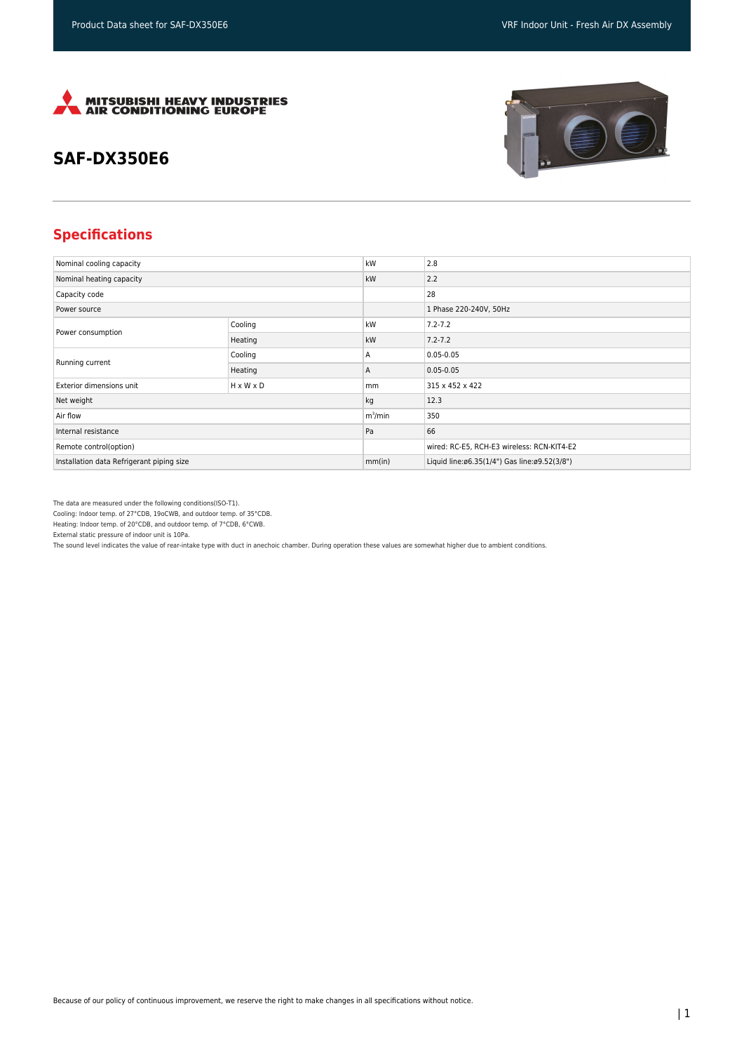MITSUBISHI HEAVY INDUSTRIES AIR CONDITIONING EUROPE

# SAF-DX350E6

## Specifications

| | | | |
|---|---|---|---|
| Nominal cooling capacity | | kW | 2.8 |
| Nominal heating capacity | | kW | 2.2 |
| Capacity code | | | 28 |
| Power source | | | 1 Phase 220-240V, 50Hz |
| Power consumption | Cooling | kW | 7.2-7.2 |
| | Heating | kW | 7.2-7.2 |
| Running current | Cooling | A | 0.05-0.05 |
| | Heating | A | 0.05-0.05 |
| Exterior dimensions unit | H x W x D | mm | 315 x 452 x 422 |
| Net weight | | kg | 12.3 |
| Air flow | | $m^3$/min | 350 |
| Internal resistance | | Pa | 66 |
| Remote control(option) | | | wired: RC-E5, RCH-E3 wireless: RCN-KIT4-E2 |
| Installation data Refrigerant piping size | | mm(in) | Liquid line:ø6.35(1/4") Gas line:ø9.52(3/8") |

The data are measured under the following conditions(ISO-T1).

Cooling: Indoor temp. of 27°CDB, 19oCWB, and outdoor temp. of 35°CDB.

Heating: Indoor temp. of 20°CDB, and outdoor temp. of 7°CDB, 6°CWB.

External static pressure of indoor unit is 10Pa.

The sound level indicates the value of rear-intake type with duct in anechoic chamber. During operation these values are somewhat higher due to ambient conditions.

Because of our policy of continuous improvement, we reserve the right to make changes in all specifications without notice.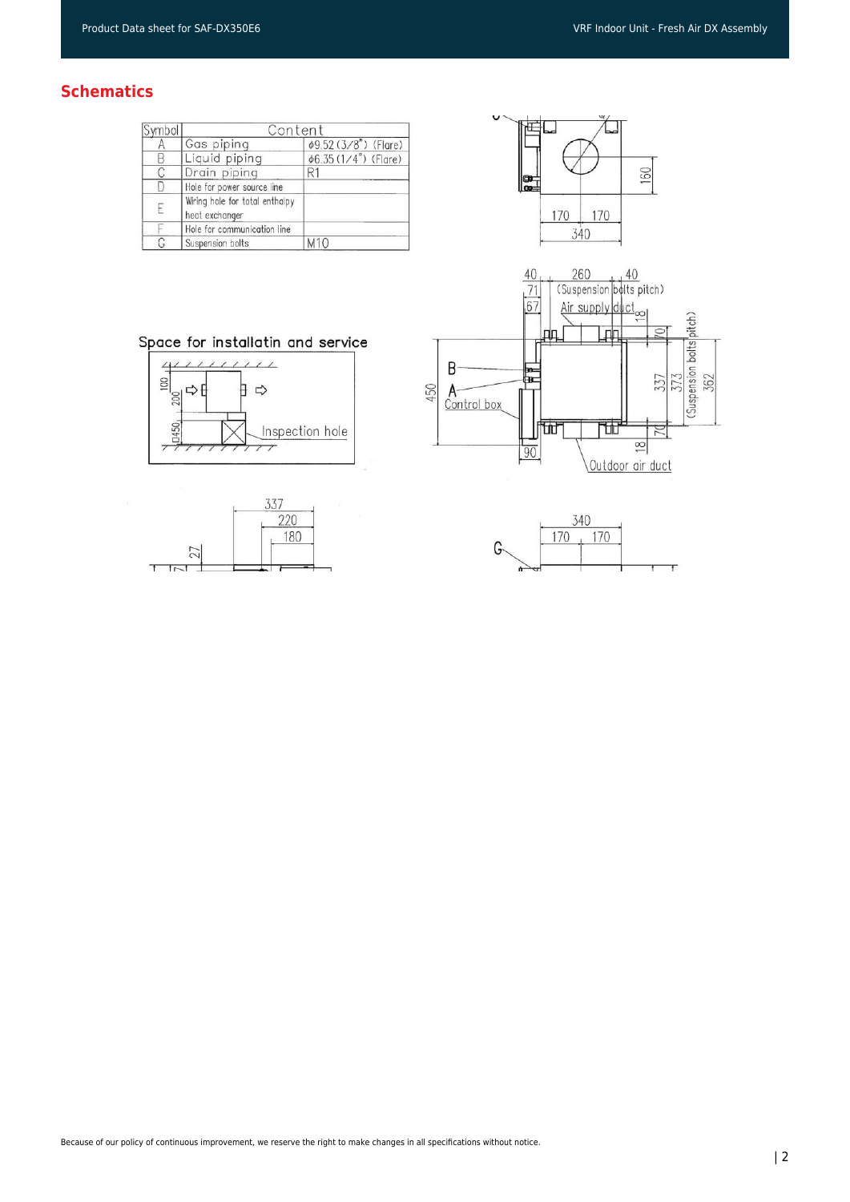## Schematics

| Symbol | Content | |
|---|---|---|
| A | Gas piping | φ9.52 (3/8") (Flare) |
| B | Liquid piping | φ6.35 (1/4") (Flare) |
| C | Drain piping | R1 |
| D | Hole for power source line | |
| E | Wiring hole for total enthalpy heat exchanger | |
| F | Hole for communication line | |
| G | Suspension bolts | M10 |

Space for installatin and service

100
200
□450
Inspection hole

160
170 170
340

40 260 40
(Suspension bolts pitch)
71
67
Air supply duct
18
70
B
A
450
Control box
337
373
(Suspension bolts pitch)
362
70
18
90
Outdoor air duct

337
220
180
27

340
170 170
G

Because of our policy of continuous improvement, we reserve the right to make changes in all specifications without notice.